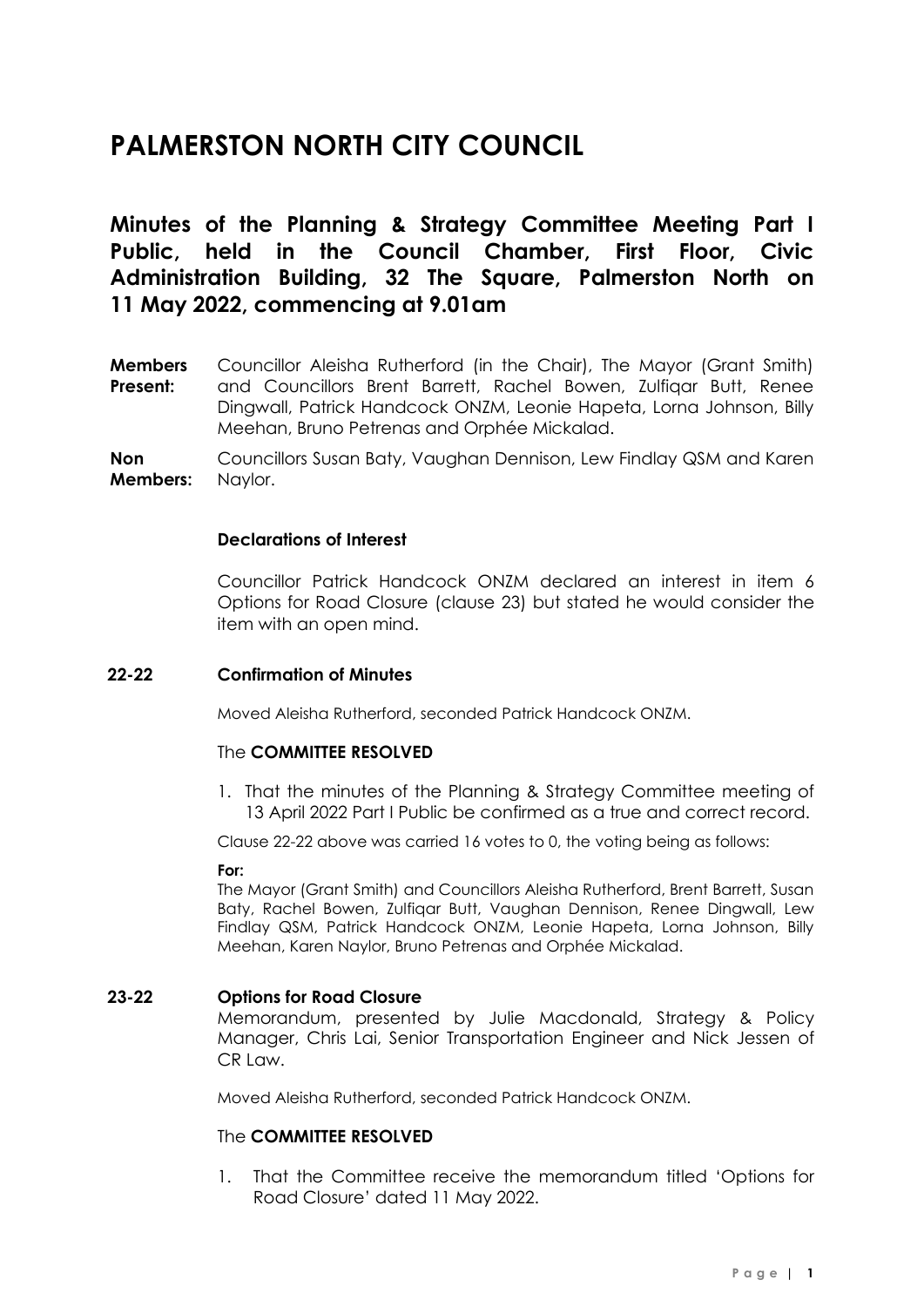# PALMERSTON NORTH CITY COUNCIL

## Minutes of the Planning & Strategy Committee Meeting Part I Public, held in the Council Chamber, First Floor, Civic Administration Building, 32 The Square, Palmerston North on 11 May 2022, commencing at 9.01am

**Members Present:** Councillor Aleisha Rutherford (in the Chair), The Mayor (Grant Smith) and Councillors Brent Barrett, Rachel Bowen, Zulfiqar Butt, Renee Dingwall, Patrick Handcock ONZM, Leonie Hapeta, Lorna Johnson, Billy Meehan, Bruno Petrenas and Orphée Mickalad.

**Non Members:** Councillors Susan Baty, Vaughan Dennison, Lew Findlay QSM and Karen Naylor.

### Declarations of Interest

Councillor Patrick Handcock ONZM declared an interest in item 6 Options for Road Closure (clause 23) but stated he would consider the item with an open mind.

### 22-22 Confirmation of Minutes

Moved Aleisha Rutherford, seconded Patrick Handcock ONZM.

The **COMMITTEE RESOLVED**

1. That the minutes of the Planning & Strategy Committee meeting of 13 April 2022 Part I Public be confirmed as a true and correct record.

Clause 22-22 above was carried 16 votes to 0, the voting being as follows:

**For:**
The Mayor (Grant Smith) and Councillors Aleisha Rutherford, Brent Barrett, Susan Baty, Rachel Bowen, Zulfiqar Butt, Vaughan Dennison, Renee Dingwall, Lew Findlay QSM, Patrick Handcock ONZM, Leonie Hapeta, Lorna Johnson, Billy Meehan, Karen Naylor, Bruno Petrenas and Orphée Mickalad.

### 23-22 Options for Road Closure

Memorandum, presented by Julie Macdonald, Strategy & Policy Manager, Chris Lai, Senior Transportation Engineer and Nick Jessen of CR Law.

Moved Aleisha Rutherford, seconded Patrick Handcock ONZM.

The **COMMITTEE RESOLVED**

1. That the Committee receive the memorandum titled 'Options for Road Closure' dated 11 May 2022.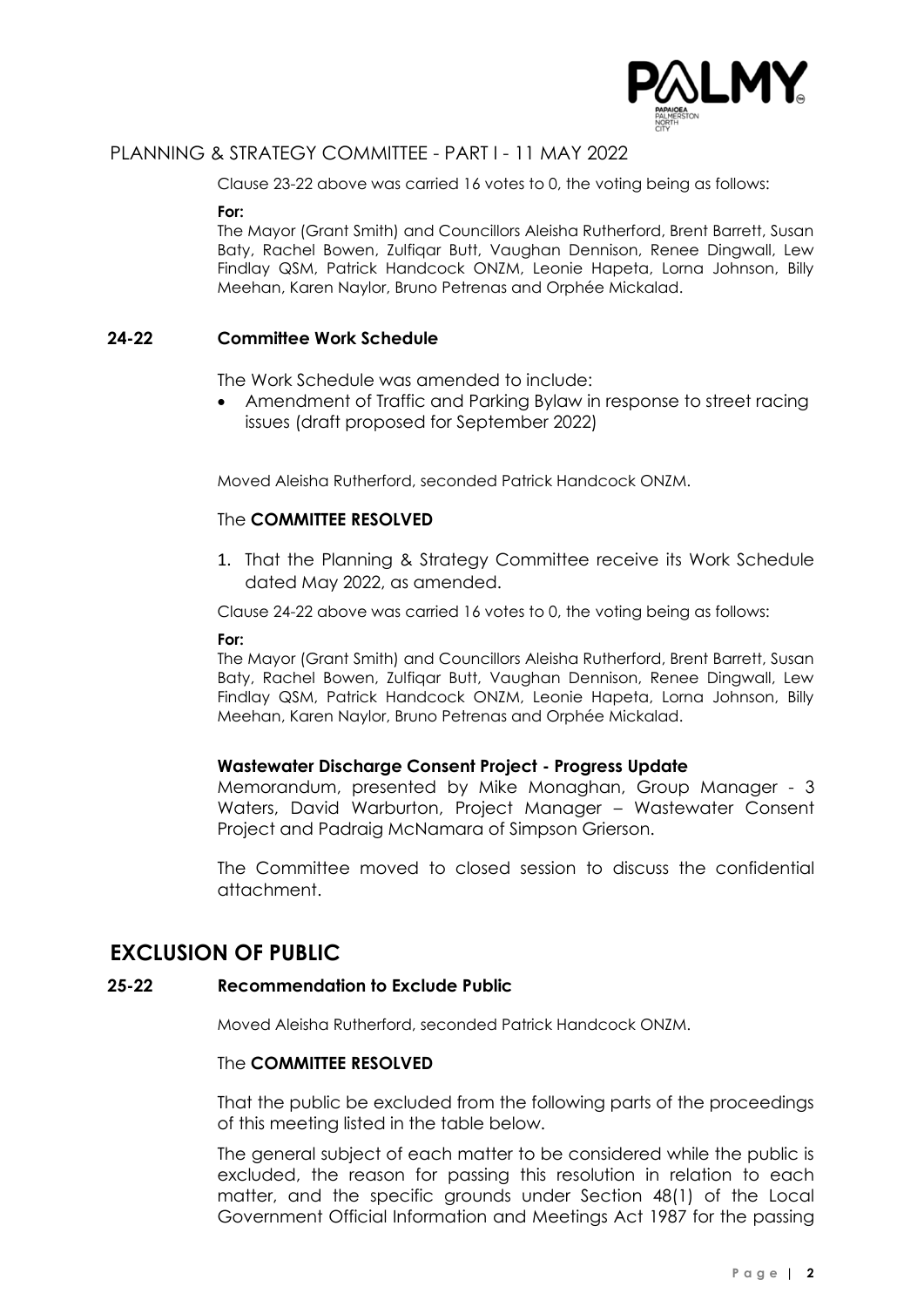Clause 23-22 above was carried 16 votes to 0, the voting being as follows:

**For:**
The Mayor (Grant Smith) and Councillors Aleisha Rutherford, Brent Barrett, Susan Baty, Rachel Bowen, Zulfiqar Butt, Vaughan Dennison, Renee Dingwall, Lew Findlay QSM, Patrick Handcock ONZM, Leonie Hapeta, Lorna Johnson, Billy Meehan, Karen Naylor, Bruno Petrenas and Orphée Mickalad.

### 24-22 Committee Work Schedule

The Work Schedule was amended to include:

- Amendment of Traffic and Parking Bylaw in response to street racing issues (draft proposed for September 2022)

Moved Aleisha Rutherford, seconded Patrick Handcock ONZM.

The **COMMITTEE RESOLVED**

1. That the Planning & Strategy Committee receive its Work Schedule dated May 2022, as amended.

Clause 24-22 above was carried 16 votes to 0, the voting being as follows:

**For:**
The Mayor (Grant Smith) and Councillors Aleisha Rutherford, Brent Barrett, Susan Baty, Rachel Bowen, Zulfiqar Butt, Vaughan Dennison, Renee Dingwall, Lew Findlay QSM, Patrick Handcock ONZM, Leonie Hapeta, Lorna Johnson, Billy Meehan, Karen Naylor, Bruno Petrenas and Orphée Mickalad.

**Wastewater Discharge Consent Project - Progress Update**
Memorandum, presented by Mike Monaghan, Group Manager - 3 Waters, David Warburton, Project Manager – Wastewater Consent Project and Padraig McNamara of Simpson Grierson.

The Committee moved to closed session to discuss the confidential attachment.

## EXCLUSION OF PUBLIC

### 25-22 Recommendation to Exclude Public

Moved Aleisha Rutherford, seconded Patrick Handcock ONZM.

The **COMMITTEE RESOLVED**

That the public be excluded from the following parts of the proceedings of this meeting listed in the table below.

The general subject of each matter to be considered while the public is excluded, the reason for passing this resolution in relation to each matter, and the specific grounds under Section 48(1) of the Local Government Official Information and Meetings Act 1987 for the passing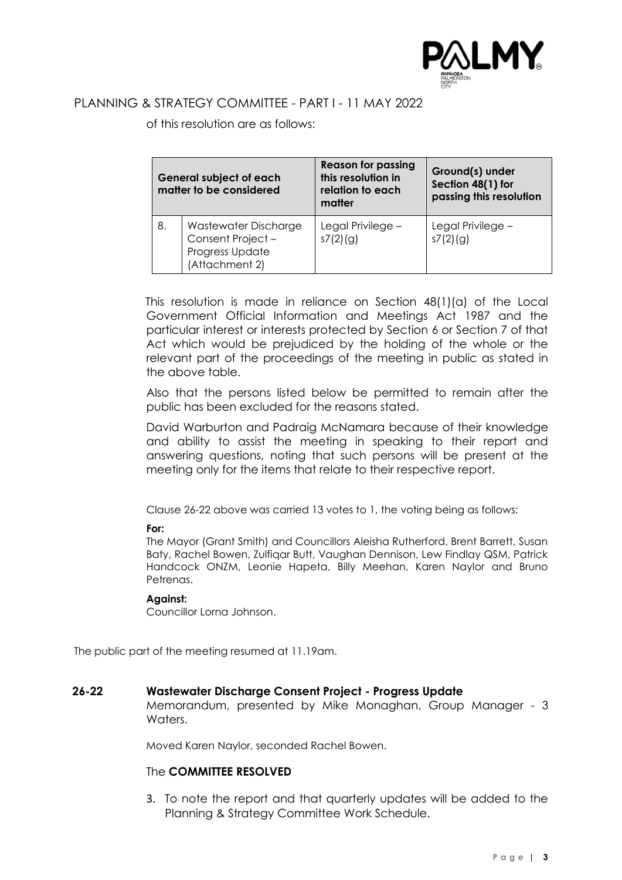of this resolution are as follows:

| General subject of each matter to be considered | | Reason for passing this resolution in relation to each matter | Ground(s) under Section 48(1) for passing this resolution |
|---|---|---|---|
| 8. | Wastewater Discharge Consent Project – Progress Update (Attachment 2) | Legal Privilege – s7(2)(g) | Legal Privilege – s7(2)(g) |

This resolution is made in reliance on Section 48(1)(a) of the Local Government Official Information and Meetings Act 1987 and the particular interest or interests protected by Section 6 or Section 7 of that Act which would be prejudiced by the holding of the whole or the relevant part of the proceedings of the meeting in public as stated in the above table.

Also that the persons listed below be permitted to remain after the public has been excluded for the reasons stated.

David Warburton and Padraig McNamara because of their knowledge and ability to assist the meeting in speaking to their report and answering questions, noting that such persons will be present at the meeting only for the items that relate to their respective report.

Clause 26-22 above was carried 13 votes to 1, the voting being as follows:

**For:**
The Mayor (Grant Smith) and Councillors Aleisha Rutherford, Brent Barrett, Susan Baty, Rachel Bowen, Zulfiqar Butt, Vaughan Dennison, Lew Findlay QSM, Patrick Handcock ONZM, Leonie Hapeta, Billy Meehan, Karen Naylor and Bruno Petrenas.

**Against:**
Councillor Lorna Johnson.

The public part of the meeting resumed at 11.19am.

**26-22 Wastewater Discharge Consent Project - Progress Update**

Memorandum, presented by Mike Monaghan, Group Manager - 3 Waters.

Moved Karen Naylor, seconded Rachel Bowen.

The **COMMITTEE RESOLVED**

3. To note the report and that quarterly updates will be added to the Planning & Strategy Committee Work Schedule.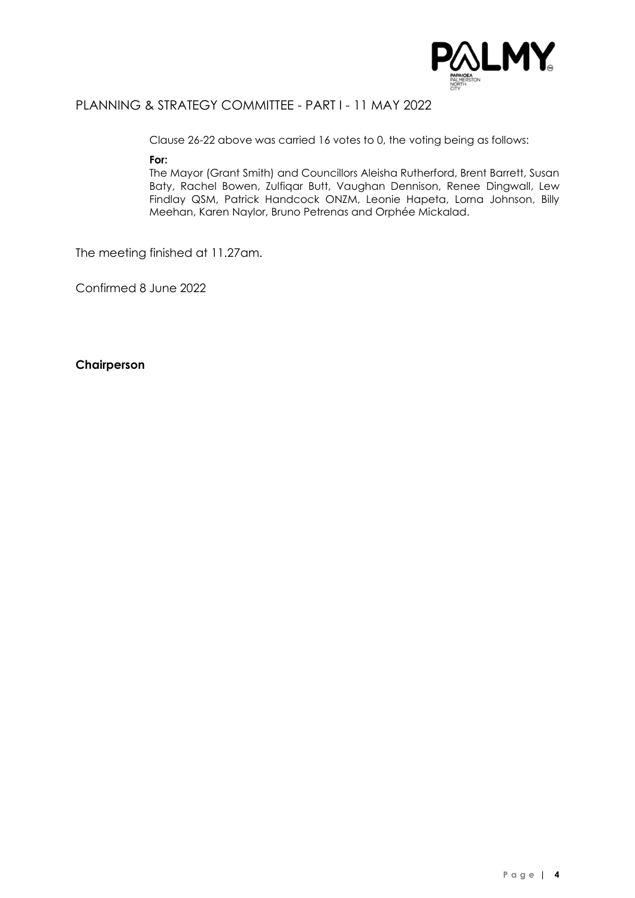Clause 26-22 above was carried 16 votes to 0, the voting being as follows:

**For:**
The Mayor (Grant Smith) and Councillors Aleisha Rutherford, Brent Barrett, Susan Baty, Rachel Bowen, Zulfiqar Butt, Vaughan Dennison, Renee Dingwall, Lew Findlay QSM, Patrick Handcock ONZM, Leonie Hapeta, Lorna Johnson, Billy Meehan, Karen Naylor, Bruno Petrenas and Orphée Mickalad.

The meeting finished at 11.27am.

Confirmed 8 June 2022

**Chairperson**